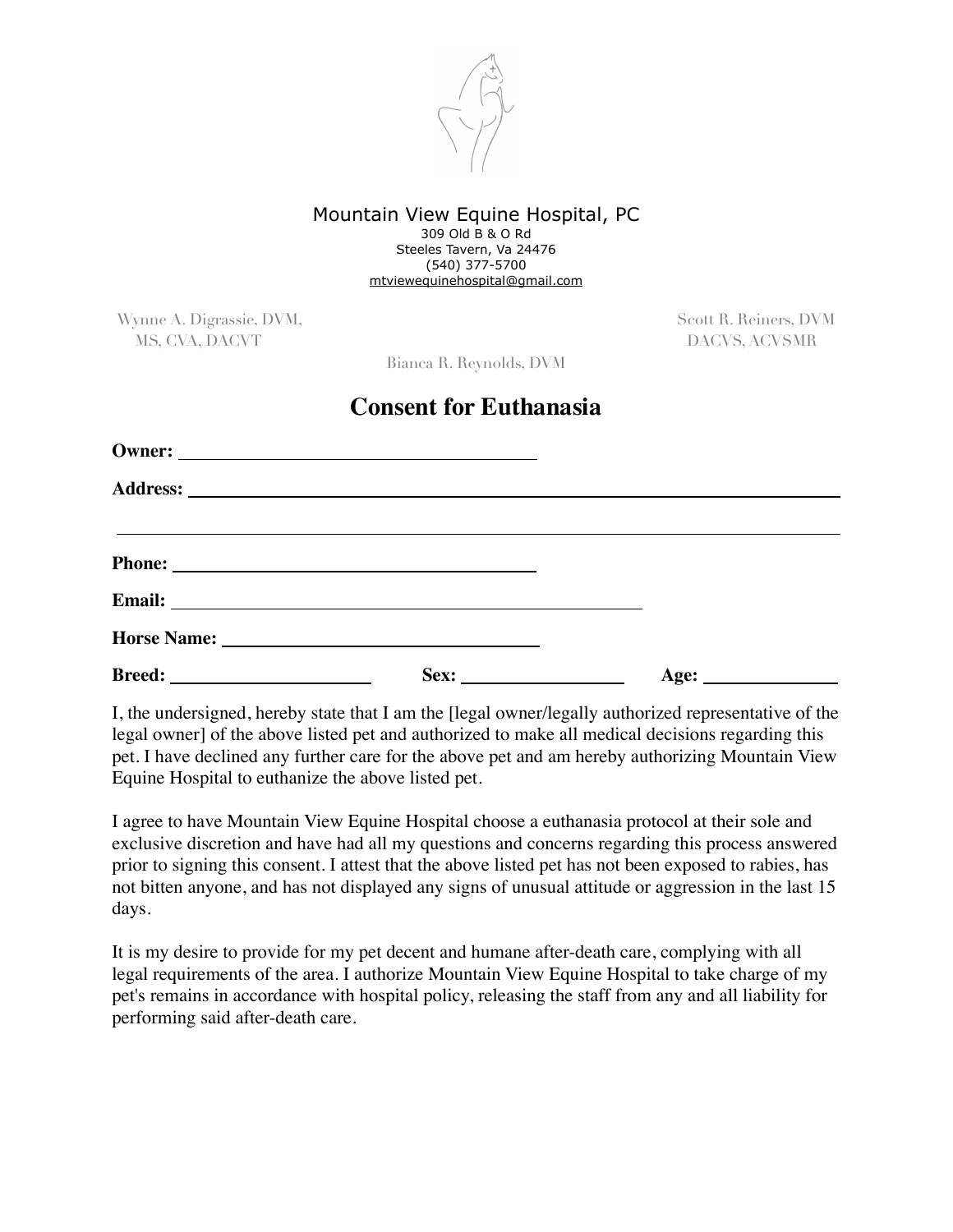Mountain View Equine Hospital, PC
309 Old B & O Rd
Steeles Tavern, Va 24476
(540) 377-5700
mtviewequinehospital@gmail.com

Wynne A. Digrassie, DVM, MS, CVA, DACVT

Scott R. Reiners, DVM DACVS, ACVSMR

Bianca R. Reynolds, DVM

# Consent for Euthanasia

**Owner:** ______________________________

**Address:** ______________________________________________________________

______________________________________________________________

**Phone:** ______________________________

**Email:** ________________________________________

**Horse Name:** ______________________________

**Breed:** ____________________ **Sex:** ________________ **Age:** ______________

I, the undersigned, hereby state that I am the [legal owner/legally authorized representative of the legal owner] of the above listed pet and authorized to make all medical decisions regarding this pet. I have declined any further care for the above pet and am hereby authorizing Mountain View Equine Hospital to euthanize the above listed pet.

I agree to have Mountain View Equine Hospital choose a euthanasia protocol at their sole and exclusive discretion and have had all my questions and concerns regarding this process answered prior to signing this consent. I attest that the above listed pet has not been exposed to rabies, has not bitten anyone, and has not displayed any signs of unusual attitude or aggression in the last 15 days.

It is my desire to provide for my pet decent and humane after-death care, complying with all legal requirements of the area. I authorize Mountain View Equine Hospital to take charge of my pet's remains in accordance with hospital policy, releasing the staff from any and all liability for performing said after-death care.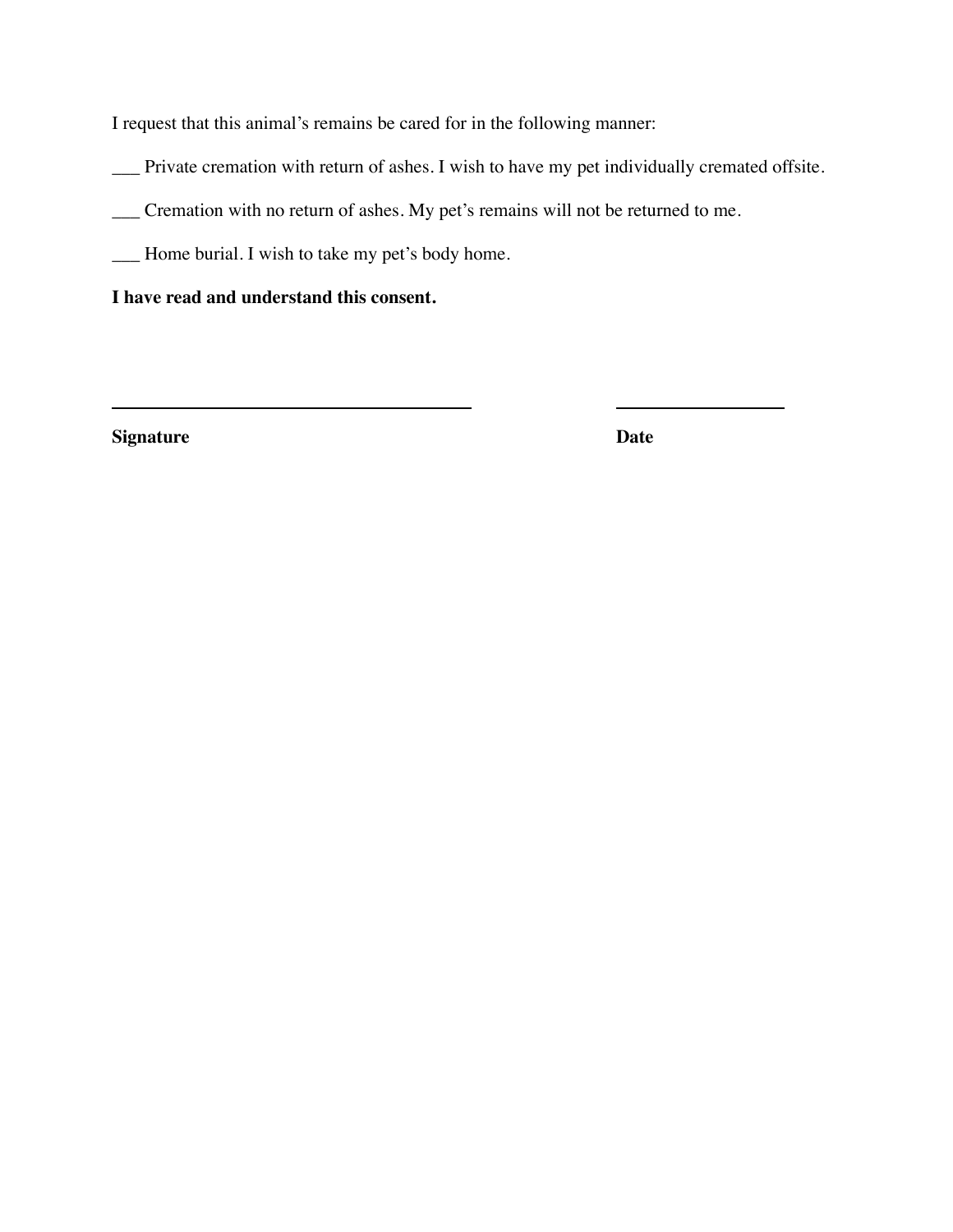I request that this animal's remains be cared for in the following manner:

___ Private cremation with return of ashes. I wish to have my pet individually cremated offsite.

___ Cremation with no return of ashes. My pet's remains will not be returned to me.

___ Home burial. I wish to take my pet's body home.

**I have read and understand this consent.**

_________________________________________ ____________________

**Signature** **Date**